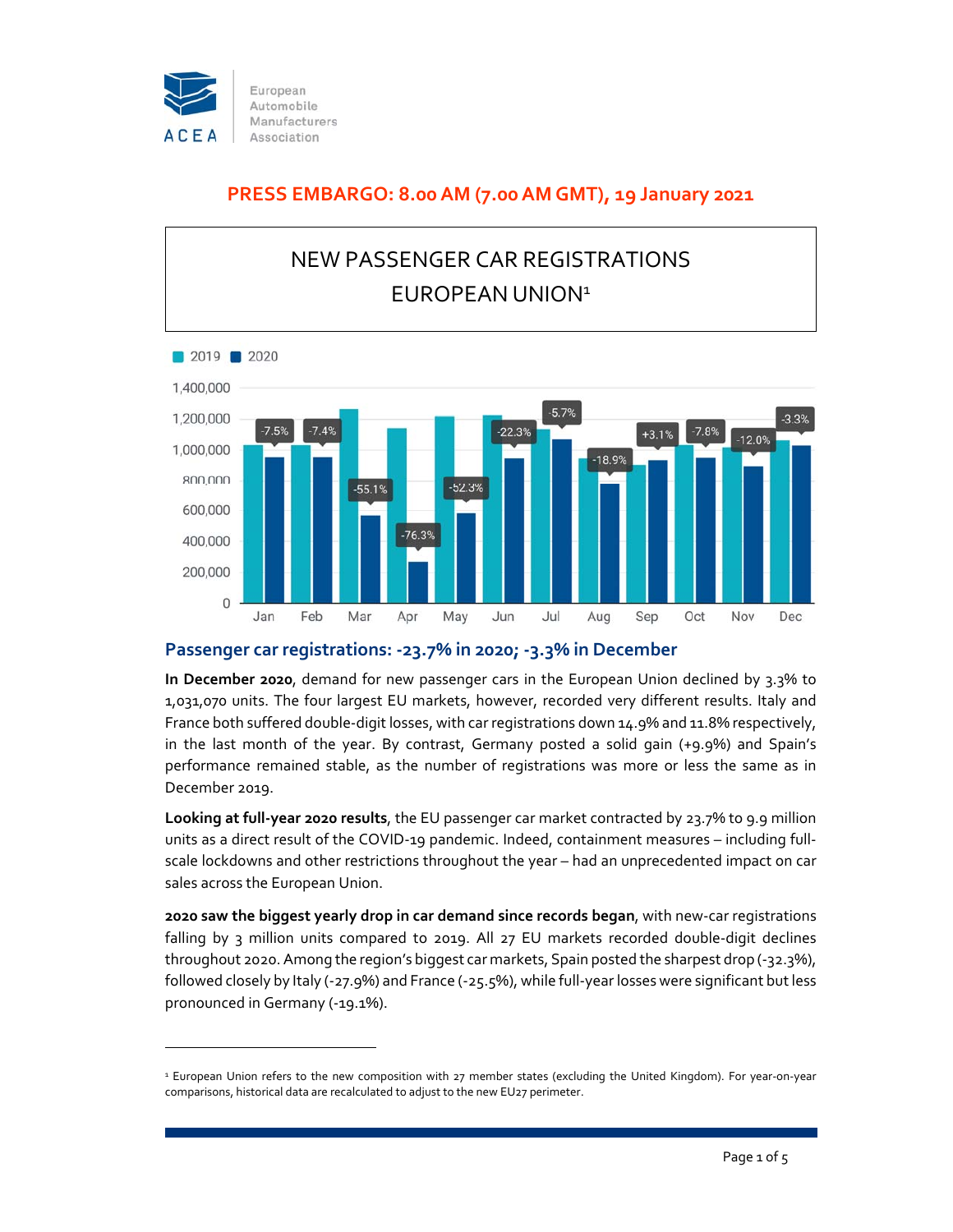European Automobile Manufacturers Association

**PRESS EMBARGO: 8.00 AM (7.00 AM GMT), 19 January 2021**

# NEW PASSENGER CAR REGISTRATIONS EUROPEAN UNION[1]

## Passenger car registrations: -23.7% in 2020; -3.3% in December

**In December 2020**, demand for new passenger cars in the European Union declined by 3.3% to 1,031,070 units. The four largest EU markets, however, recorded very different results. Italy and France both suffered double-digit losses, with car registrations down 14.9% and 11.8% respectively, in the last month of the year. By contrast, Germany posted a solid gain (+9.9%) and Spain's performance remained stable, as the number of registrations was more or less the same as in December 2019.

**Looking at full-year 2020 results**, the EU passenger car market contracted by 23.7% to 9.9 million units as a direct result of the COVID-19 pandemic. Indeed, containment measures – including full-scale lockdowns and other restrictions throughout the year – had an unprecedented impact on car sales across the European Union.

**2020 saw the biggest yearly drop in car demand since records began**, with new-car registrations falling by 3 million units compared to 2019. All 27 EU markets recorded double-digit declines throughout 2020. Among the region's biggest car markets, Spain posted the sharpest drop (-32.3%), followed closely by Italy (-27.9%) and France (-25.5%), while full-year losses were significant but less pronounced in Germany (-19.1%).

[1] European Union refers to the new composition with 27 member states (excluding the United Kingdom). For year-on-year comparisons, historical data are recalculated to adjust to the new EU27 perimeter.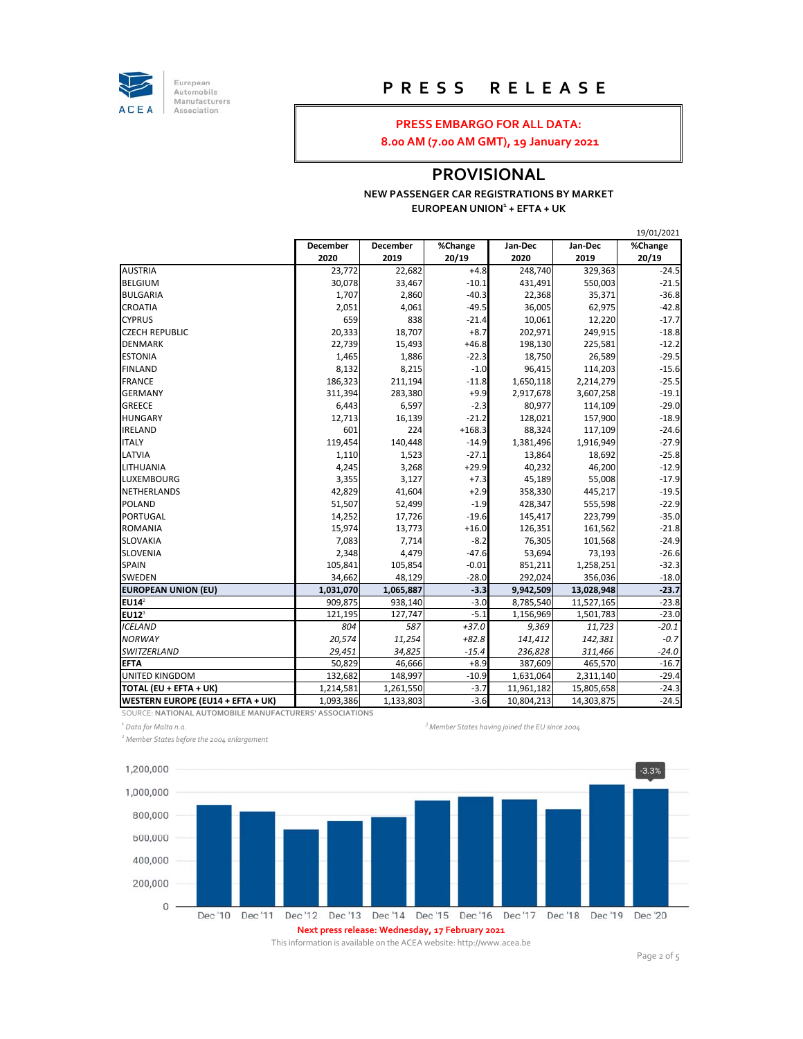# PRESS RELEASE

**PRESS EMBARGO FOR ALL DATA:**
**8.00 AM (7.00 AM GMT), 19 January 2021**

## PROVISIONAL

**NEW PASSENGER CAR REGISTRATIONS BY MARKET**
**EUROPEAN UNION[1] + EFTA + UK**

19/01/2021

| | December 2020 | December 2019 | %Change 20/19 | Jan-Dec 2020 | Jan-Dec 2019 | %Change 20/19 |
|---|---|---|---|---|---|---|
| AUSTRIA | 23,772 | 22,682 | +4.8 | 248,740 | 329,363 | -24.5 |
| BELGIUM | 30,078 | 33,467 | -10.1 | 431,491 | 550,003 | -21.5 |
| BULGARIA | 1,707 | 2,860 | -40.3 | 22,368 | 35,371 | -36.8 |
| CROATIA | 2,051 | 4,061 | -49.5 | 36,005 | 62,975 | -42.8 |
| CYPRUS | 659 | 838 | -21.4 | 10,061 | 12,220 | -17.7 |
| CZECH REPUBLIC | 20,333 | 18,707 | +8.7 | 202,971 | 249,915 | -18.8 |
| DENMARK | 22,739 | 15,493 | +46.8 | 198,130 | 225,581 | -12.2 |
| ESTONIA | 1,465 | 1,886 | -22.3 | 18,750 | 26,589 | -29.5 |
| FINLAND | 8,132 | 8,215 | -1.0 | 96,415 | 114,203 | -15.6 |
| FRANCE | 186,323 | 211,194 | -11.8 | 1,650,118 | 2,214,279 | -25.5 |
| GERMANY | 311,394 | 283,380 | +9.9 | 2,917,678 | 3,607,258 | -19.1 |
| GREECE | 6,443 | 6,597 | -2.3 | 80,977 | 114,109 | -29.0 |
| HUNGARY | 12,713 | 16,139 | -21.2 | 128,021 | 157,900 | -18.9 |
| IRELAND | 601 | 224 | +168.3 | 88,324 | 117,109 | -24.6 |
| ITALY | 119,454 | 140,448 | -14.9 | 1,381,496 | 1,916,949 | -27.9 |
| LATVIA | 1,110 | 1,523 | -27.1 | 13,864 | 18,692 | -25.8 |
| LITHUANIA | 4,245 | 3,268 | +29.9 | 40,232 | 46,200 | -12.9 |
| LUXEMBOURG | 3,355 | 3,127 | +7.3 | 45,189 | 55,008 | -17.9 |
| NETHERLANDS | 42,829 | 41,604 | +2.9 | 358,330 | 445,217 | -19.5 |
| POLAND | 51,507 | 52,499 | -1.9 | 428,347 | 555,598 | -22.9 |
| PORTUGAL | 14,252 | 17,726 | -19.6 | 145,417 | 223,799 | -35.0 |
| ROMANIA | 15,974 | 13,773 | +16.0 | 126,351 | 161,562 | -21.8 |
| SLOVAKIA | 7,083 | 7,714 | -8.2 | 76,305 | 101,568 | -24.9 |
| SLOVENIA | 2,348 | 4,479 | -47.6 | 53,694 | 73,193 | -26.6 |
| SPAIN | 105,841 | 105,854 | -0.01 | 851,211 | 1,258,251 | -32.3 |
| SWEDEN | 34,662 | 48,129 | -28.0 | 292,024 | 356,036 | -18.0 |
| **EUROPEAN UNION (EU)** | **1,031,070** | **1,065,887** | **-3.3** | **9,942,509** | **13,028,948** | **-23.7** |
| **EU14[2]** | 909,875 | 938,140 | -3.0 | 8,785,540 | 11,527,165 | -23.8 |
| **EU12[3]** | 121,195 | 127,747 | -5.1 | 1,156,969 | 1,501,783 | -23.0 |
| *ICELAND* | *804* | *587* | *+37.0* | *9,369* | *11,723* | *-20.1* |
| *NORWAY* | *20,574* | *11,254* | *+82.8* | *141,412* | *142,381* | *-0.7* |
| *SWITZERLAND* | *29,451* | *34,825* | *-15.4* | *236,828* | *311,466* | *-24.0* |
| **EFTA** | 50,829 | 46,666 | +8.9 | 387,609 | 465,570 | -16.7 |
| UNITED KINGDOM | 132,682 | 148,997 | -10.9 | 1,631,064 | 2,311,140 | -29.4 |
| **TOTAL (EU + EFTA + UK)** | 1,214,581 | 1,261,550 | -3.7 | 11,961,182 | 15,805,658 | -24.3 |
| **WESTERN EUROPE (EU14 + EFTA + UK)** | 1,093,386 | 1,133,803 | -3.6 | 10,804,213 | 14,303,875 | -24.5 |

SOURCE: NATIONAL AUTOMOBILE MANUFACTURERS' ASSOCIATIONS

*[1] Data for Malta n.a.*

*[2] Member States before the 2004 enlargement*

*[3] Member States having joined the EU since 2004*

**Next press release: Wednesday, 17 February 2021**

This information is available on the ACEA website: http://www.acea.be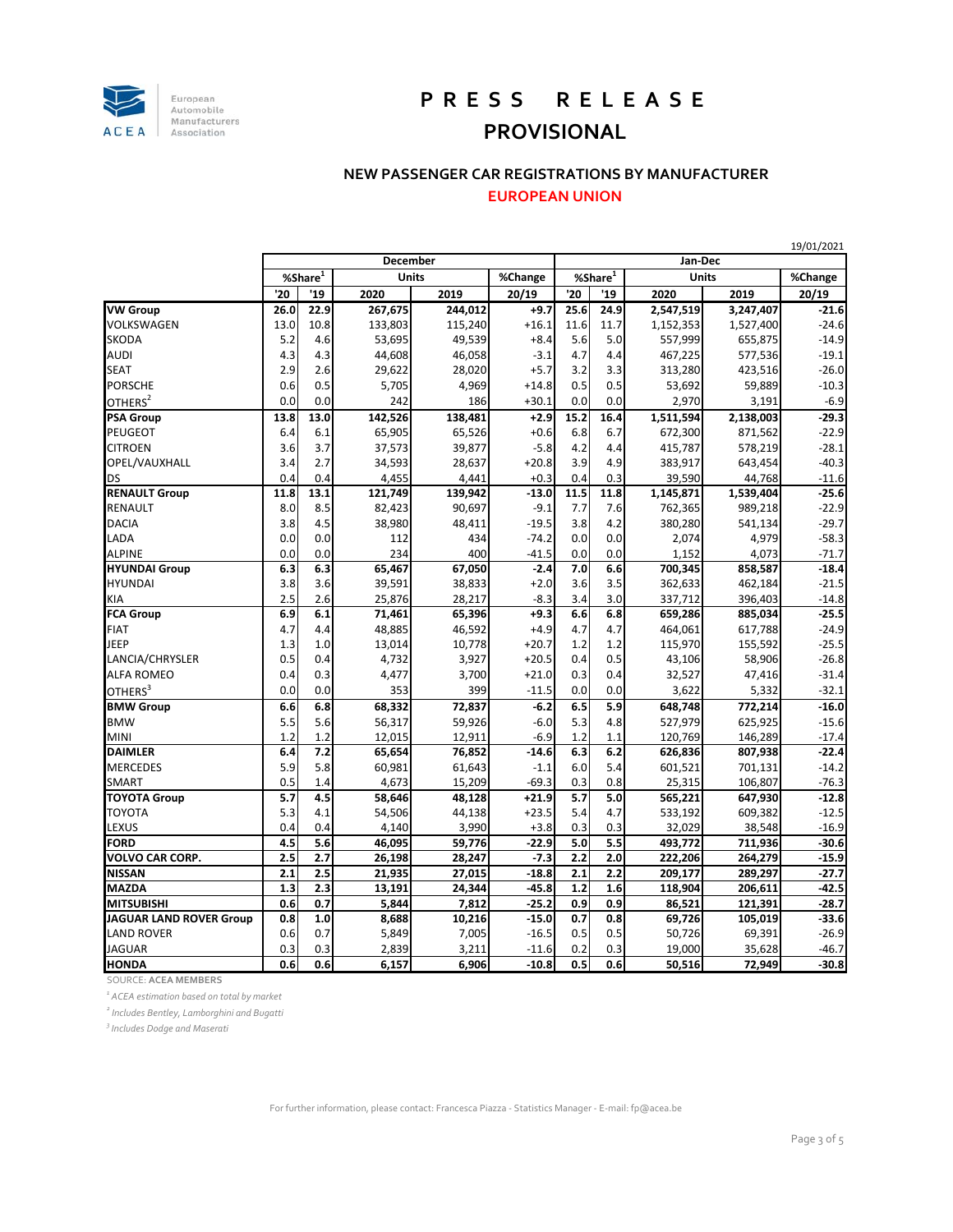# PRESS RELEASE

## PROVISIONAL

### NEW PASSENGER CAR REGISTRATIONS BY MANUFACTURER

### EUROPEAN UNION

19/01/2021

| | December | | | | | Jan-Dec | | | | |
|---|---|---|---|---|---|---|---|---|---|---|
| | %Share[1] | | Units | | %Change | %Share[1] | | Units | | %Change |
| | '20 | '19 | 2020 | 2019 | 20/19 | '20 | '19 | 2020 | 2019 | 20/19 |
| **VW Group** | **26.0** | **22.9** | **267,675** | **244,012** | **+9.7** | **25.6** | **24.9** | **2,547,519** | **3,247,407** | **-21.6** |
| VOLKSWAGEN | 13.0 | 10.8 | 133,803 | 115,240 | +16.1 | 11.6 | 11.7 | 1,152,353 | 1,527,400 | -24.6 |
| SKODA | 5.2 | 4.6 | 53,695 | 49,539 | +8.4 | 5.6 | 5.0 | 557,999 | 655,875 | -14.9 |
| AUDI | 4.3 | 4.3 | 44,608 | 46,058 | -3.1 | 4.7 | 4.4 | 467,225 | 577,536 | -19.1 |
| SEAT | 2.9 | 2.6 | 29,622 | 28,020 | +5.7 | 3.2 | 3.3 | 313,280 | 423,516 | -26.0 |
| PORSCHE | 0.6 | 0.5 | 5,705 | 4,969 | +14.8 | 0.5 | 0.5 | 53,692 | 59,889 | -10.3 |
| OTHERS[2] | 0.0 | 0.0 | 242 | 186 | +30.1 | 0.0 | 0.0 | 2,970 | 3,191 | -6.9 |
| **PSA Group** | **13.8** | **13.0** | **142,526** | **138,481** | **+2.9** | **15.2** | **16.4** | **1,511,594** | **2,138,003** | **-29.3** |
| PEUGEOT | 6.4 | 6.1 | 65,905 | 65,526 | +0.6 | 6.8 | 6.7 | 672,300 | 871,562 | -22.9 |
| CITROEN | 3.6 | 3.7 | 37,573 | 39,877 | -5.8 | 4.2 | 4.4 | 415,787 | 578,219 | -28.1 |
| OPEL/VAUXHALL | 3.4 | 2.7 | 34,593 | 28,637 | +20.8 | 3.9 | 4.9 | 383,917 | 643,454 | -40.3 |
| DS | 0.4 | 0.4 | 4,455 | 4,441 | +0.3 | 0.4 | 0.3 | 39,590 | 44,768 | -11.6 |
| **RENAULT Group** | **11.8** | **13.1** | **121,749** | **139,942** | **-13.0** | **11.5** | **11.8** | **1,145,871** | **1,539,404** | **-25.6** |
| RENAULT | 8.0 | 8.5 | 82,423 | 90,697 | -9.1 | 7.7 | 7.6 | 762,365 | 989,218 | -22.9 |
| DACIA | 3.8 | 4.5 | 38,980 | 48,411 | -19.5 | 3.8 | 4.2 | 380,280 | 541,134 | -29.7 |
| LADA | 0.0 | 0.0 | 112 | 434 | -74.2 | 0.0 | 0.0 | 2,074 | 4,979 | -58.3 |
| ALPINE | 0.0 | 0.0 | 234 | 400 | -41.5 | 0.0 | 0.0 | 1,152 | 4,073 | -71.7 |
| **HYUNDAI Group** | **6.3** | **6.3** | **65,467** | **67,050** | **-2.4** | **7.0** | **6.6** | **700,345** | **858,587** | **-18.4** |
| HYUNDAI | 3.8 | 3.6 | 39,591 | 38,833 | +2.0 | 3.6 | 3.5 | 362,633 | 462,184 | -21.5 |
| KIA | 2.5 | 2.6 | 25,876 | 28,217 | -8.3 | 3.4 | 3.0 | 337,712 | 396,403 | -14.8 |
| **FCA Group** | **6.9** | **6.1** | **71,461** | **65,396** | **+9.3** | **6.6** | **6.8** | **659,286** | **885,034** | **-25.5** |
| FIAT | 4.7 | 4.4 | 48,885 | 46,592 | +4.9 | 4.7 | 4.7 | 464,061 | 617,788 | -24.9 |
| JEEP | 1.3 | 1.0 | 13,014 | 10,778 | +20.7 | 1.2 | 1.2 | 115,970 | 155,592 | -25.5 |
| LANCIA/CHRYSLER | 0.5 | 0.4 | 4,732 | 3,927 | +20.5 | 0.4 | 0.5 | 43,106 | 58,906 | -26.8 |
| ALFA ROMEO | 0.4 | 0.3 | 4,477 | 3,700 | +21.0 | 0.3 | 0.4 | 32,527 | 47,416 | -31.4 |
| OTHERS[3] | 0.0 | 0.0 | 353 | 399 | -11.5 | 0.0 | 0.0 | 3,622 | 5,332 | -32.1 |
| **BMW Group** | **6.6** | **6.8** | **68,332** | **72,837** | **-6.2** | **6.5** | **5.9** | **648,748** | **772,214** | **-16.0** |
| BMW | 5.5 | 5.6 | 56,317 | 59,926 | -6.0 | 5.3 | 4.8 | 527,979 | 625,925 | -15.6 |
| MINI | 1.2 | 1.2 | 12,015 | 12,911 | -6.9 | 1.2 | 1.1 | 120,769 | 146,289 | -17.4 |
| **DAIMLER** | **6.4** | **7.2** | **65,654** | **76,852** | **-14.6** | **6.3** | **6.2** | **626,836** | **807,938** | **-22.4** |
| MERCEDES | 5.9 | 5.8 | 60,981 | 61,643 | -1.1 | 6.0 | 5.4 | 601,521 | 701,131 | -14.2 |
| SMART | 0.5 | 1.4 | 4,673 | 15,209 | -69.3 | 0.3 | 0.8 | 25,315 | 106,807 | -76.3 |
| **TOYOTA Group** | **5.7** | **4.5** | **58,646** | **48,128** | **+21.9** | **5.7** | **5.0** | **565,221** | **647,930** | **-12.8** |
| TOYOTA | 5.3 | 4.1 | 54,506 | 44,138 | +23.5 | 5.4 | 4.7 | 533,192 | 609,382 | -12.5 |
| LEXUS | 0.4 | 0.4 | 4,140 | 3,990 | +3.8 | 0.3 | 0.3 | 32,029 | 38,548 | -16.9 |
| **FORD** | **4.5** | **5.6** | **46,095** | **59,776** | **-22.9** | **5.0** | **5.5** | **493,772** | **711,936** | **-30.6** |
| **VOLVO CAR CORP.** | **2.5** | **2.7** | **26,198** | **28,247** | **-7.3** | **2.2** | **2.0** | **222,206** | **264,279** | **-15.9** |
| **NISSAN** | **2.1** | **2.5** | **21,935** | **27,015** | **-18.8** | **2.1** | **2.2** | **209,177** | **289,297** | **-27.7** |
| **MAZDA** | **1.3** | **2.3** | **13,191** | **24,344** | **-45.8** | **1.2** | **1.6** | **118,904** | **206,611** | **-42.5** |
| **MITSUBISHI** | **0.6** | **0.7** | **5,844** | **7,812** | **-25.2** | **0.9** | **0.9** | **86,521** | **121,391** | **-28.7** |
| **JAGUAR LAND ROVER Group** | **0.8** | **1.0** | **8,688** | **10,216** | **-15.0** | **0.7** | **0.8** | **69,726** | **105,019** | **-33.6** |
| LAND ROVER | 0.6 | 0.7 | 5,849 | 7,005 | -16.5 | 0.5 | 0.5 | 50,726 | 69,391 | -26.9 |
| JAGUAR | 0.3 | 0.3 | 2,839 | 3,211 | -11.6 | 0.2 | 0.3 | 19,000 | 35,628 | -46.7 |
| **HONDA** | **0.6** | **0.6** | **6,157** | **6,906** | **-10.8** | **0.5** | **0.6** | **50,516** | **72,949** | **-30.8** |

SOURCE: **ACEA MEMBERS**

*[1] ACEA estimation based on total by market*

*[2] Includes Bentley, Lamborghini and Bugatti*

*[3] Includes Dodge and Maserati*

For further information, please contact: Francesca Piazza - Statistics Manager - E-mail: fp@acea.be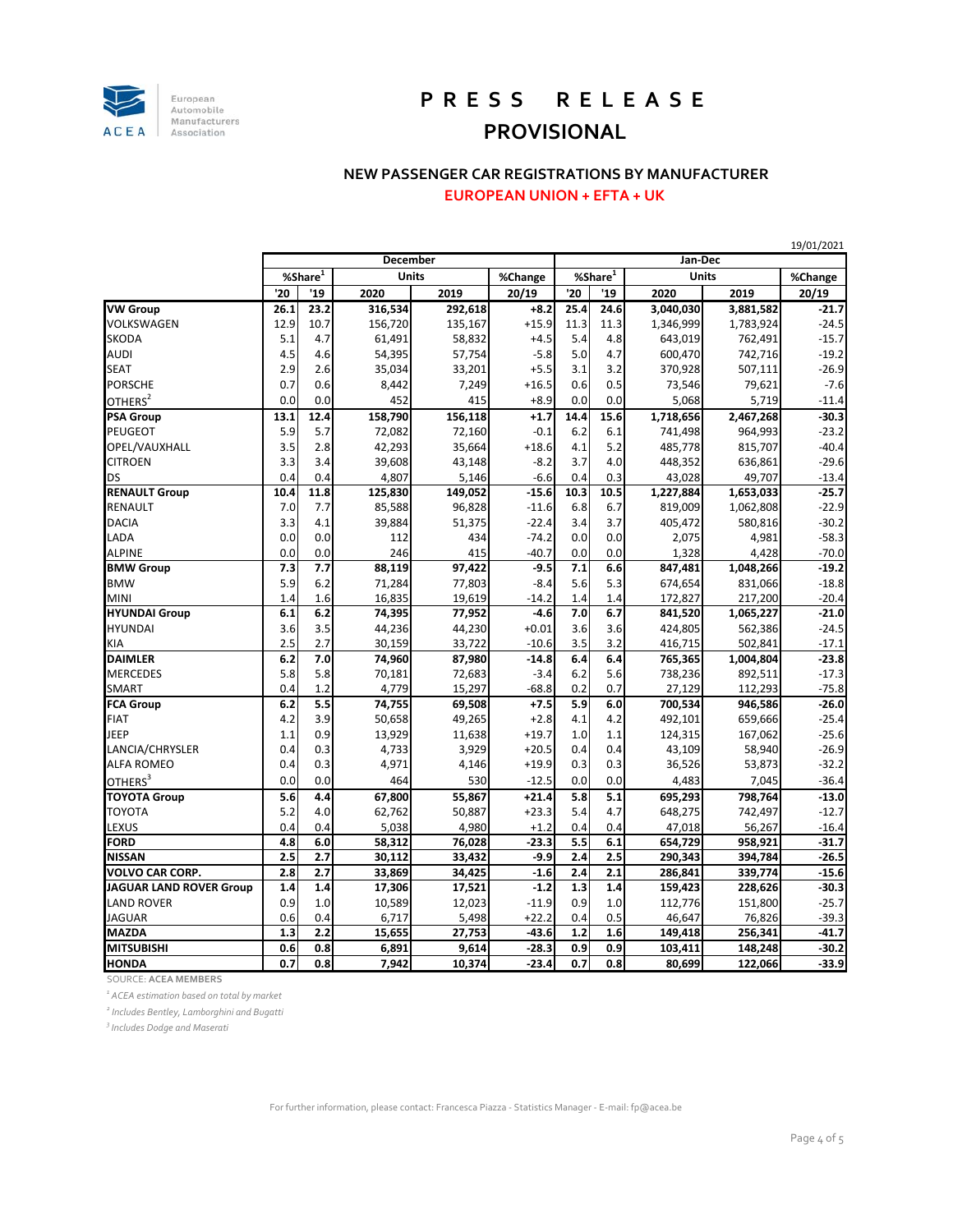European Automobile Manufacturers Association

# PRESS RELEASE
## PROVISIONAL

### NEW PASSENGER CAR REGISTRATIONS BY MANUFACTURER
### EUROPEAN UNION + EFTA + UK

19/01/2021

| | December | | | | | Jan-Dec | | | | |
|---|---|---|---|---|---|---|---|---|---|---|
| | %Share[1] | | Units | | %Change | %Share[1] | | Units | | %Change |
| | '20 | '19 | 2020 | 2019 | 20/19 | '20 | '19 | 2020 | 2019 | 20/19 |
| **VW Group** | **26.1** | **23.2** | **316,534** | **292,618** | **+8.2** | **25.4** | **24.6** | **3,040,030** | **3,881,582** | **-21.7** |
| VOLKSWAGEN | 12.9 | 10.7 | 156,720 | 135,167 | +15.9 | 11.3 | 11.3 | 1,346,999 | 1,783,924 | -24.5 |
| SKODA | 5.1 | 4.7 | 61,491 | 58,832 | +4.5 | 5.4 | 4.8 | 643,019 | 762,491 | -15.7 |
| AUDI | 4.5 | 4.6 | 54,395 | 57,754 | -5.8 | 5.0 | 4.7 | 600,470 | 742,716 | -19.2 |
| SEAT | 2.9 | 2.6 | 35,034 | 33,201 | +5.5 | 3.1 | 3.2 | 370,928 | 507,111 | -26.9 |
| PORSCHE | 0.7 | 0.6 | 8,442 | 7,249 | +16.5 | 0.6 | 0.5 | 73,546 | 79,621 | -7.6 |
| OTHERS[2] | 0.0 | 0.0 | 452 | 415 | +8.9 | 0.0 | 0.0 | 5,068 | 5,719 | -11.4 |
| **PSA Group** | **13.1** | **12.4** | **158,790** | **156,118** | **+1.7** | **14.4** | **15.6** | **1,718,656** | **2,467,268** | **-30.3** |
| PEUGEOT | 5.9 | 5.7 | 72,082 | 72,160 | -0.1 | 6.2 | 6.1 | 741,498 | 964,993 | -23.2 |
| OPEL/VAUXHALL | 3.5 | 2.8 | 42,293 | 35,664 | +18.6 | 4.1 | 5.2 | 485,778 | 815,707 | -40.4 |
| CITROEN | 3.3 | 3.4 | 39,608 | 43,148 | -8.2 | 3.7 | 4.0 | 448,352 | 636,861 | -29.6 |
| DS | 0.4 | 0.4 | 4,807 | 5,146 | -6.6 | 0.4 | 0.3 | 43,028 | 49,707 | -13.4 |
| **RENAULT Group** | **10.4** | **11.8** | **125,830** | **149,052** | **-15.6** | **10.3** | **10.5** | **1,227,884** | **1,653,033** | **-25.7** |
| RENAULT | 7.0 | 7.7 | 85,588 | 96,828 | -11.6 | 6.8 | 6.7 | 819,009 | 1,062,808 | -22.9 |
| DACIA | 3.3 | 4.1 | 39,884 | 51,375 | -22.4 | 3.4 | 3.7 | 405,472 | 580,816 | -30.2 |
| LADA | 0.0 | 0.0 | 112 | 434 | -74.2 | 0.0 | 0.0 | 2,075 | 4,981 | -58.3 |
| ALPINE | 0.0 | 0.0 | 246 | 415 | -40.7 | 0.0 | 0.0 | 1,328 | 4,428 | -70.0 |
| **BMW Group** | **7.3** | **7.7** | **88,119** | **97,422** | **-9.5** | **7.1** | **6.6** | **847,481** | **1,048,266** | **-19.2** |
| BMW | 5.9 | 6.2 | 71,284 | 77,803 | -8.4 | 5.6 | 5.3 | 674,654 | 831,066 | -18.8 |
| MINI | 1.4 | 1.6 | 16,835 | 19,619 | -14.2 | 1.4 | 1.4 | 172,827 | 217,200 | -20.4 |
| **HYUNDAI Group** | **6.1** | **6.2** | **74,395** | **77,952** | **-4.6** | **7.0** | **6.7** | **841,520** | **1,065,227** | **-21.0** |
| HYUNDAI | 3.6 | 3.5 | 44,236 | 44,230 | +0.01 | 3.6 | 3.6 | 424,805 | 562,386 | -24.5 |
| KIA | 2.5 | 2.7 | 30,159 | 33,722 | -10.6 | 3.5 | 3.2 | 416,715 | 502,841 | -17.1 |
| **DAIMLER** | **6.2** | **7.0** | **74,960** | **87,980** | **-14.8** | **6.4** | **6.4** | **765,365** | **1,004,804** | **-23.8** |
| MERCEDES | 5.8 | 5.8 | 70,181 | 72,683 | -3.4 | 6.2 | 5.6 | 738,236 | 892,511 | -17.3 |
| SMART | 0.4 | 1.2 | 4,779 | 15,297 | -68.8 | 0.2 | 0.7 | 27,129 | 112,293 | -75.8 |
| **FCA Group** | **6.2** | **5.5** | **74,755** | **69,508** | **+7.5** | **5.9** | **6.0** | **700,534** | **946,586** | **-26.0** |
| FIAT | 4.2 | 3.9 | 50,658 | 49,265 | +2.8 | 4.1 | 4.2 | 492,101 | 659,666 | -25.4 |
| JEEP | 1.1 | 0.9 | 13,929 | 11,638 | +19.7 | 1.0 | 1.1 | 124,315 | 167,062 | -25.6 |
| LANCIA/CHRYSLER | 0.4 | 0.3 | 4,733 | 3,929 | +20.5 | 0.4 | 0.4 | 43,109 | 58,940 | -26.9 |
| ALFA ROMEO | 0.4 | 0.3 | 4,971 | 4,146 | +19.9 | 0.3 | 0.3 | 36,526 | 53,873 | -32.2 |
| OTHERS[3] | 0.0 | 0.0 | 464 | 530 | -12.5 | 0.0 | 0.0 | 4,483 | 7,045 | -36.4 |
| **TOYOTA Group** | **5.6** | **4.4** | **67,800** | **55,867** | **+21.4** | **5.8** | **5.1** | **695,293** | **798,764** | **-13.0** |
| TOYOTA | 5.2 | 4.0 | 62,762 | 50,887 | +23.3 | 5.4 | 4.7 | 648,275 | 742,497 | -12.7 |
| LEXUS | 0.4 | 0.4 | 5,038 | 4,980 | +1.2 | 0.4 | 0.4 | 47,018 | 56,267 | -16.4 |
| **FORD** | **4.8** | **6.0** | **58,312** | **76,028** | **-23.3** | **5.5** | **6.1** | **654,729** | **958,921** | **-31.7** |
| **NISSAN** | **2.5** | **2.7** | **30,112** | **33,432** | **-9.9** | **2.4** | **2.5** | **290,343** | **394,784** | **-26.5** |
| **VOLVO CAR CORP.** | **2.8** | **2.7** | **33,869** | **34,425** | **-1.6** | **2.4** | **2.1** | **286,841** | **339,774** | **-15.6** |
| **JAGUAR LAND ROVER Group** | **1.4** | **1.4** | **17,306** | **17,521** | **-1.2** | **1.3** | **1.4** | **159,423** | **228,626** | **-30.3** |
| LAND ROVER | 0.9 | 1.0 | 10,589 | 12,023 | -11.9 | 0.9 | 1.0 | 112,776 | 151,800 | -25.7 |
| JAGUAR | 0.6 | 0.4 | 6,717 | 5,498 | +22.2 | 0.4 | 0.5 | 46,647 | 76,826 | -39.3 |
| **MAZDA** | **1.3** | **2.2** | **15,655** | **27,753** | **-43.6** | **1.2** | **1.6** | **149,418** | **256,341** | **-41.7** |
| **MITSUBISHI** | **0.6** | **0.8** | **6,891** | **9,614** | **-28.3** | **0.9** | **0.9** | **103,411** | **148,248** | **-30.2** |
| **HONDA** | **0.7** | **0.8** | **7,942** | **10,374** | **-23.4** | **0.7** | **0.8** | **80,699** | **122,066** | **-33.9** |

SOURCE: **ACEA MEMBERS**

*[1] ACEA estimation based on total by market*

*[2] Includes Bentley, Lamborghini and Bugatti*

*[3] Includes Dodge and Maserati*

For further information, please contact: Francesca Piazza - Statistics Manager - E-mail: fp@acea.be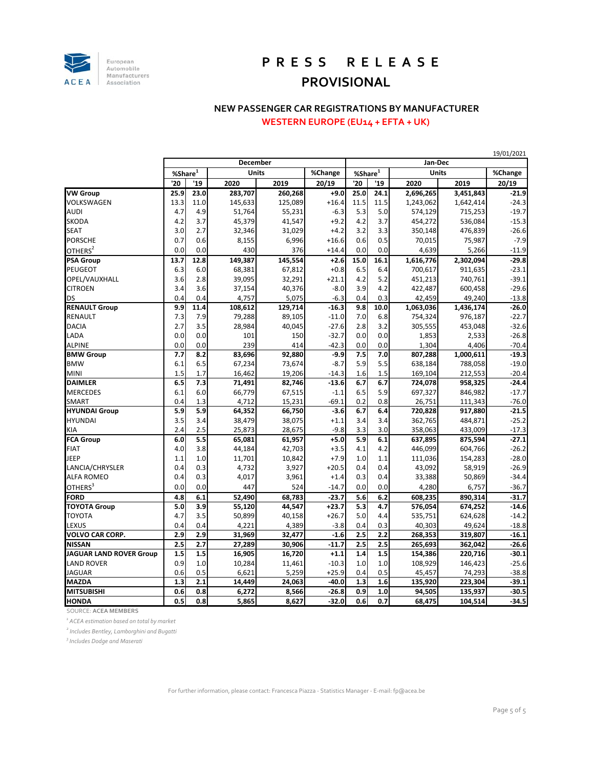# PRESS RELEASE
## PROVISIONAL

### NEW PASSENGER CAR REGISTRATIONS BY MANUFACTURER
### WESTERN EUROPE (EU14 + EFTA + UK)

19/01/2021

| | December | | | | | Jan-Dec | | | | |
|---|---|---|---|---|---|---|---|---|---|---|
| | %Share[1] | | Units | | %Change | %Share[1] | | Units | | %Change |
| | '20 | '19 | 2020 | 2019 | 20/19 | '20 | '19 | 2020 | 2019 | 20/19 |
| **VW Group** | **25.9** | **23.0** | **283,707** | **260,268** | **+9.0** | **25.0** | **24.1** | **2,696,265** | **3,451,843** | **-21.9** |
| VOLKSWAGEN | 13.3 | 11.0 | 145,633 | 125,089 | +16.4 | 11.5 | 11.5 | 1,243,062 | 1,642,414 | -24.3 |
| AUDI | 4.7 | 4.9 | 51,764 | 55,231 | -6.3 | 5.3 | 5.0 | 574,129 | 715,253 | -19.7 |
| SKODA | 4.2 | 3.7 | 45,379 | 41,547 | +9.2 | 4.2 | 3.7 | 454,272 | 536,084 | -15.3 |
| SEAT | 3.0 | 2.7 | 32,346 | 31,029 | +4.2 | 3.2 | 3.3 | 350,148 | 476,839 | -26.6 |
| PORSCHE | 0.7 | 0.6 | 8,155 | 6,996 | +16.6 | 0.6 | 0.5 | 70,015 | 75,987 | -7.9 |
| OTHERS[2] | 0.0 | 0.0 | 430 | 376 | +14.4 | 0.0 | 0.0 | 4,639 | 5,266 | -11.9 |
| **PSA Group** | **13.7** | **12.8** | **149,387** | **145,554** | **+2.6** | **15.0** | **16.1** | **1,616,776** | **2,302,094** | **-29.8** |
| PEUGEOT | 6.3 | 6.0 | 68,381 | 67,812 | +0.8 | 6.5 | 6.4 | 700,617 | 911,635 | -23.1 |
| OPEL/VAUXHALL | 3.6 | 2.8 | 39,095 | 32,291 | +21.1 | 4.2 | 5.2 | 451,213 | 740,761 | -39.1 |
| CITROEN | 3.4 | 3.6 | 37,154 | 40,376 | -8.0 | 3.9 | 4.2 | 422,487 | 600,458 | -29.6 |
| DS | 0.4 | 0.4 | 4,757 | 5,075 | -6.3 | 0.4 | 0.3 | 42,459 | 49,240 | -13.8 |
| **RENAULT Group** | **9.9** | **11.4** | **108,612** | **129,714** | **-16.3** | **9.8** | **10.0** | **1,063,036** | **1,436,174** | **-26.0** |
| RENAULT | 7.3 | 7.9 | 79,288 | 89,105 | -11.0 | 7.0 | 6.8 | 754,324 | 976,187 | -22.7 |
| DACIA | 2.7 | 3.5 | 28,984 | 40,045 | -27.6 | 2.8 | 3.2 | 305,555 | 453,048 | -32.6 |
| LADA | 0.0 | 0.0 | 101 | 150 | -32.7 | 0.0 | 0.0 | 1,853 | 2,533 | -26.8 |
| ALPINE | 0.0 | 0.0 | 239 | 414 | -42.3 | 0.0 | 0.0 | 1,304 | 4,406 | -70.4 |
| **BMW Group** | **7.7** | **8.2** | **83,696** | **92,880** | **-9.9** | **7.5** | **7.0** | **807,288** | **1,000,611** | **-19.3** |
| BMW | 6.1 | 6.5 | 67,234 | 73,674 | -8.7 | 5.9 | 5.5 | 638,184 | 788,058 | -19.0 |
| MINI | 1.5 | 1.7 | 16,462 | 19,206 | -14.3 | 1.6 | 1.5 | 169,104 | 212,553 | -20.4 |
| **DAIMLER** | **6.5** | **7.3** | **71,491** | **82,746** | **-13.6** | **6.7** | **6.7** | **724,078** | **958,325** | **-24.4** |
| MERCEDES | 6.1 | 6.0 | 66,779 | 67,515 | -1.1 | 6.5 | 5.9 | 697,327 | 846,982 | -17.7 |
| SMART | 0.4 | 1.3 | 4,712 | 15,231 | -69.1 | 0.2 | 0.8 | 26,751 | 111,343 | -76.0 |
| **HYUNDAI Group** | **5.9** | **5.9** | **64,352** | **66,750** | **-3.6** | **6.7** | **6.4** | **720,828** | **917,880** | **-21.5** |
| HYUNDAI | 3.5 | 3.4 | 38,479 | 38,075 | +1.1 | 3.4 | 3.4 | 362,765 | 484,871 | -25.2 |
| KIA | 2.4 | 2.5 | 25,873 | 28,675 | -9.8 | 3.3 | 3.0 | 358,063 | 433,009 | -17.3 |
| **FCA Group** | **6.0** | **5.5** | **65,081** | **61,957** | **+5.0** | **5.9** | **6.1** | **637,895** | **875,594** | **-27.1** |
| FIAT | 4.0 | 3.8 | 44,184 | 42,703 | +3.5 | 4.1 | 4.2 | 446,099 | 604,766 | -26.2 |
| JEEP | 1.1 | 1.0 | 11,701 | 10,842 | +7.9 | 1.0 | 1.1 | 111,036 | 154,283 | -28.0 |
| LANCIA/CHRYSLER | 0.4 | 0.3 | 4,732 | 3,927 | +20.5 | 0.4 | 0.4 | 43,092 | 58,919 | -26.9 |
| ALFA ROMEO | 0.4 | 0.3 | 4,017 | 3,961 | +1.4 | 0.3 | 0.4 | 33,388 | 50,869 | -34.4 |
| OTHERS[3] | 0.0 | 0.0 | 447 | 524 | -14.7 | 0.0 | 0.0 | 4,280 | 6,757 | -36.7 |
| **FORD** | **4.8** | **6.1** | **52,490** | **68,783** | **-23.7** | **5.6** | **6.2** | **608,235** | **890,314** | **-31.7** |
| **TOYOTA Group** | **5.0** | **3.9** | **55,120** | **44,547** | **+23.7** | **5.3** | **4.7** | **576,054** | **674,252** | **-14.6** |
| TOYOTA | 4.7 | 3.5 | 50,899 | 40,158 | +26.7 | 5.0 | 4.4 | 535,751 | 624,628 | -14.2 |
| LEXUS | 0.4 | 0.4 | 4,221 | 4,389 | -3.8 | 0.4 | 0.3 | 40,303 | 49,624 | -18.8 |
| **VOLVO CAR CORP.** | **2.9** | **2.9** | **31,969** | **32,477** | **-1.6** | **2.5** | **2.2** | **268,353** | **319,807** | **-16.1** |
| **NISSAN** | **2.5** | **2.7** | **27,289** | **30,906** | **-11.7** | **2.5** | **2.5** | **265,693** | **362,042** | **-26.6** |
| **JAGUAR LAND ROVER Group** | **1.5** | **1.5** | **16,905** | **16,720** | **+1.1** | **1.4** | **1.5** | **154,386** | **220,716** | **-30.1** |
| LAND ROVER | 0.9 | 1.0 | 10,284 | 11,461 | -10.3 | 1.0 | 1.0 | 108,929 | 146,423 | -25.6 |
| JAGUAR | 0.6 | 0.5 | 6,621 | 5,259 | +25.9 | 0.4 | 0.5 | 45,457 | 74,293 | -38.8 |
| **MAZDA** | **1.3** | **2.1** | **14,449** | **24,063** | **-40.0** | **1.3** | **1.6** | **135,920** | **223,304** | **-39.1** |
| **MITSUBISHI** | **0.6** | **0.8** | **6,272** | **8,566** | **-26.8** | **0.9** | **1.0** | **94,505** | **135,937** | **-30.5** |
| **HONDA** | **0.5** | **0.8** | **5,865** | **8,627** | **-32.0** | **0.6** | **0.7** | **68,475** | **104,514** | **-34.5** |

SOURCE: **ACEA MEMBERS**

*[1] ACEA estimation based on total by market*

*[2] Includes Bentley, Lamborghini and Bugatti*

*[3] Includes Dodge and Maserati*

For further information, please contact: Francesca Piazza - Statistics Manager - E-mail: fp@acea.be